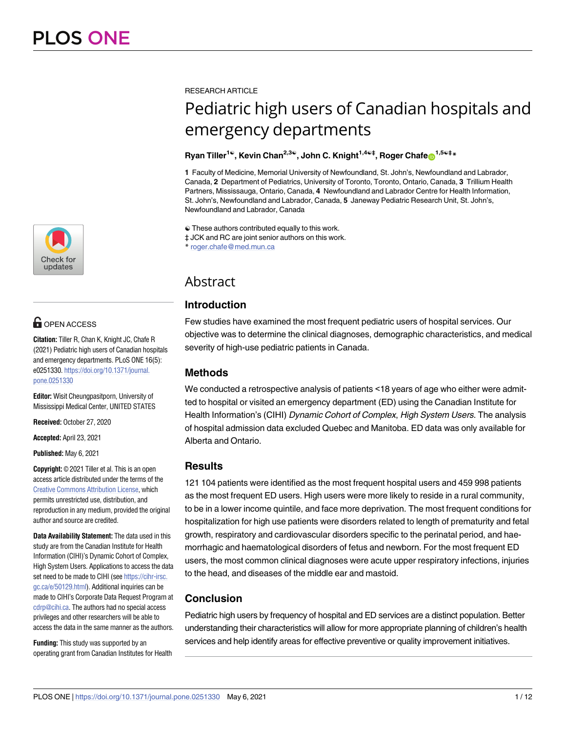RESEARCH ARTICLE

# Pediatric high users of Canadian hospitals and emergency departments

**Ryan Tiller[1☯], Kevin Chan[2,3☯], John C. Knight[1,4☯‡], Roger Chafe[1,5☯‡*]**

**1** Faculty of Medicine, Memorial University of Newfoundland, St. John's, Newfoundland and Labrador, Canada, **2** Department of Pediatrics, University of Toronto, Toronto, Ontario, Canada, **3** Trillium Health Partners, Mississauga, Ontario, Canada, **4** Newfoundland and Labrador Centre for Health Information, St. John's, Newfoundland and Labrador, Canada, **5** Janeway Pediatric Research Unit, St. John's, Newfoundland and Labrador, Canada

☯ These authors contributed equally to this work.
‡ JCK and RC are joint senior authors on this work.
* roger.chafe@med.mun.ca

## Abstract

### Introduction

Few studies have examined the most frequent pediatric users of hospital services. Our objective was to determine the clinical diagnoses, demographic characteristics, and medical severity of high-use pediatric patients in Canada.

### Methods

We conducted a retrospective analysis of patients <18 years of age who either were admitted to hospital or visited an emergency department (ED) using the Canadian Institute for Health Information's (CIHI) *Dynamic Cohort of Complex*, *High System Users*. The analysis of hospital admission data excluded Quebec and Manitoba. ED data was only available for Alberta and Ontario.

### Results

121 104 patients were identified as the most frequent hospital users and 459 998 patients as the most frequent ED users. High users were more likely to reside in a rural community, to be in a lower income quintile, and face more deprivation. The most frequent conditions for hospitalization for high use patients were disorders related to length of prematurity and fetal growth, respiratory and cardiovascular disorders specific to the perinatal period, and haemorrhagic and haematological disorders of fetus and newborn. For the most frequent ED users, the most common clinical diagnoses were acute upper respiratory infections, injuries to the head, and diseases of the middle ear and mastoid.

### Conclusion

Pediatric high users by frequency of hospital and ED services are a distinct population. Better understanding their characteristics will allow for more appropriate planning of children's health services and help identify areas for effective preventive or quality improvement initiatives.

OPEN ACCESS

**Citation:** Tiller R, Chan K, Knight JC, Chafe R (2021) Pediatric high users of Canadian hospitals and emergency departments. PLoS ONE 16(5): e0251330. https://doi.org/10.1371/journal.pone.0251330

**Editor:** Wisit Cheungpasitporn, University of Mississippi Medical Center, UNITED STATES

**Received:** October 27, 2020

**Accepted:** April 23, 2021

**Published:** May 6, 2021

**Copyright:** © 2021 Tiller et al. This is an open access article distributed under the terms of the Creative Commons Attribution License, which permits unrestricted use, distribution, and reproduction in any medium, provided the original author and source are credited.

**Data Availability Statement:** The data used in this study are from the Canadian Institute for Health Information (CIHI)'s Dynamic Cohort of Complex, High System Users. Applications to access the data set need to be made to CIHI (see https://cihr-irsc.gc.ca/e/50129.html). Additional inquiries can be made to CIHI's Corporate Data Request Program at cdrp@cihi.ca. The authors had no special access privileges and other researchers will be able to access the data in the same manner as the authors.

**Funding:** This study was supported by an operating grant from Canadian Institutes for Health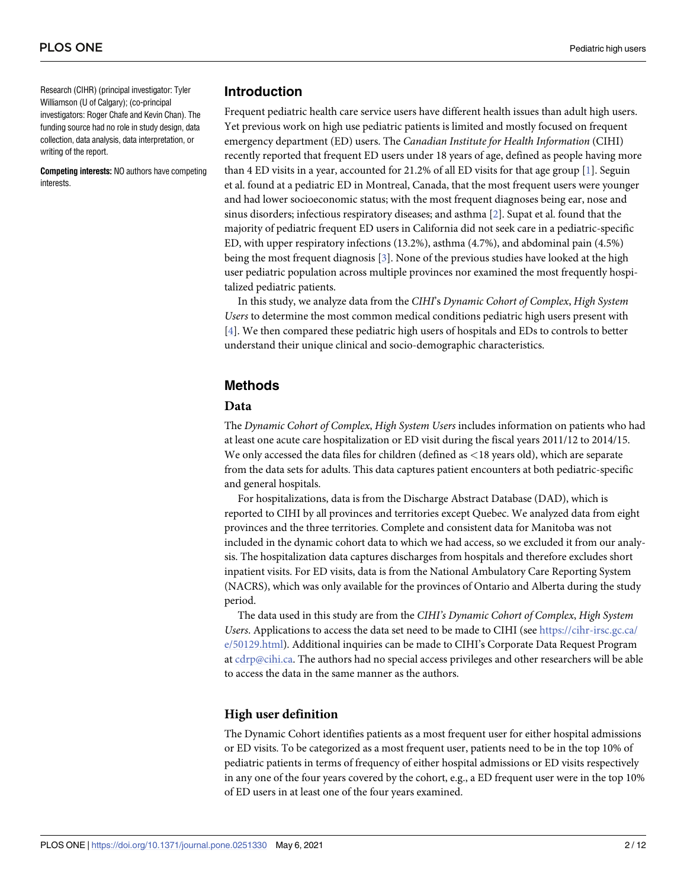Research (CIHR) (principal investigator: Tyler Williamson (U of Calgary); (co-principal investigators: Roger Chafe and Kevin Chan). The funding source had no role in study design, data collection, data analysis, data interpretation, or writing of the report.

**Competing interests:** NO authors have competing interests.

## Introduction

Frequent pediatric health care service users have different health issues than adult high users. Yet previous work on high use pediatric patients is limited and mostly focused on frequent emergency department (ED) users. The *Canadian Institute for Health Information* (CIHI) recently reported that frequent ED users under 18 years of age, defined as people having more than 4 ED visits in a year, accounted for 21.2% of all ED visits for that age group [1]. Seguin et al. found at a pediatric ED in Montreal, Canada, that the most frequent users were younger and had lower socioeconomic status; with the most frequent diagnoses being ear, nose and sinus disorders; infectious respiratory diseases; and asthma [2]. Supat et al. found that the majority of pediatric frequent ED users in California did not seek care in a pediatric-specific ED, with upper respiratory infections (13.2%), asthma (4.7%), and abdominal pain (4.5%) being the most frequent diagnosis [3]. None of the previous studies have looked at the high user pediatric population across multiple provinces nor examined the most frequently hospitalized pediatric patients.

In this study, we analyze data from the *CIHI*'s *Dynamic Cohort of Complex*, *High System Users* to determine the most common medical conditions pediatric high users present with [4]. We then compared these pediatric high users of hospitals and EDs to controls to better understand their unique clinical and socio-demographic characteristics.

## Methods

### Data

The *Dynamic Cohort of Complex*, *High System Users* includes information on patients who had at least one acute care hospitalization or ED visit during the fiscal years 2011/12 to 2014/15. We only accessed the data files for children (defined as <18 years old), which are separate from the data sets for adults. This data captures patient encounters at both pediatric-specific and general hospitals.

For hospitalizations, data is from the Discharge Abstract Database (DAD), which is reported to CIHI by all provinces and territories except Quebec. We analyzed data from eight provinces and the three territories. Complete and consistent data for Manitoba was not included in the dynamic cohort data to which we had access, so we excluded it from our analysis. The hospitalization data captures discharges from hospitals and therefore excludes short inpatient visits. For ED visits, data is from the National Ambulatory Care Reporting System (NACRS), which was only available for the provinces of Ontario and Alberta during the study period.

The data used in this study are from the *CIHI's Dynamic Cohort of Complex*, *High System Users*. Applications to access the data set need to be made to CIHI (see https://cihr-irsc.gc.ca/e/50129.html). Additional inquiries can be made to CIHI's Corporate Data Request Program at cdrp@cihi.ca. The authors had no special access privileges and other researchers will be able to access the data in the same manner as the authors.

### High user definition

The Dynamic Cohort identifies patients as a most frequent user for either hospital admissions or ED visits. To be categorized as a most frequent user, patients need to be in the top 10% of pediatric patients in terms of frequency of either hospital admissions or ED visits respectively in any one of the four years covered by the cohort, e.g., a ED frequent user were in the top 10% of ED users in at least one of the four years examined.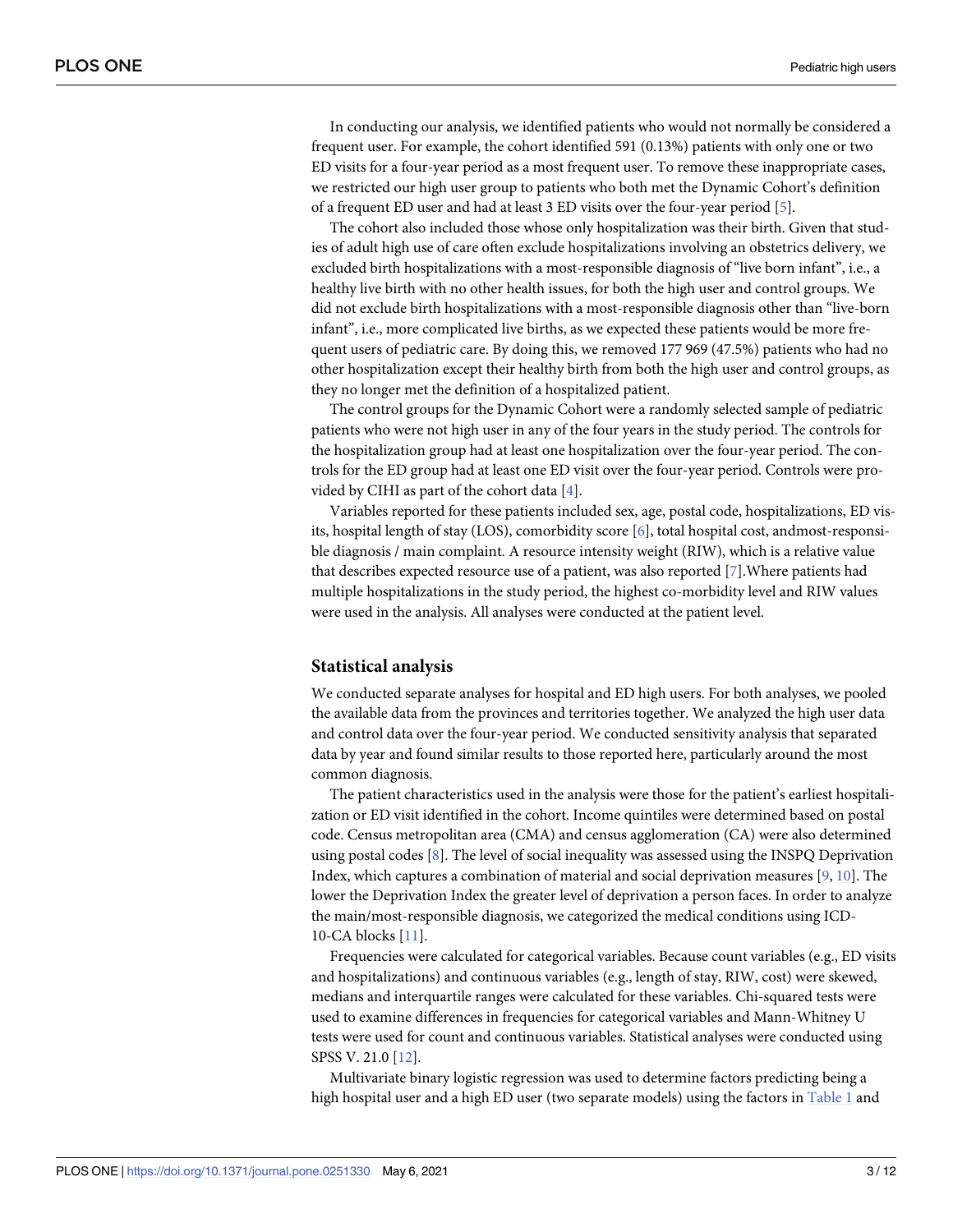In conducting our analysis, we identified patients who would not normally be considered a frequent user. For example, the cohort identified 591 (0.13%) patients with only one or two ED visits for a four-year period as a most frequent user. To remove these inappropriate cases, we restricted our high user group to patients who both met the Dynamic Cohort's definition of a frequent ED user and had at least 3 ED visits over the four-year period [5].

The cohort also included those whose only hospitalization was their birth. Given that studies of adult high use of care often exclude hospitalizations involving an obstetrics delivery, we excluded birth hospitalizations with a most-responsible diagnosis of "live born infant", i.e., a healthy live birth with no other health issues, for both the high user and control groups. We did not exclude birth hospitalizations with a most-responsible diagnosis other than "live-born infant", i.e., more complicated live births, as we expected these patients would be more frequent users of pediatric care. By doing this, we removed 177 969 (47.5%) patients who had no other hospitalization except their healthy birth from both the high user and control groups, as they no longer met the definition of a hospitalized patient.

The control groups for the Dynamic Cohort were a randomly selected sample of pediatric patients who were not high user in any of the four years in the study period. The controls for the hospitalization group had at least one hospitalization over the four-year period. The controls for the ED group had at least one ED visit over the four-year period. Controls were provided by CIHI as part of the cohort data [4].

Variables reported for these patients included sex, age, postal code, hospitalizations, ED visits, hospital length of stay (LOS), comorbidity score [6], total hospital cost, andmost-responsible diagnosis / main complaint. A resource intensity weight (RIW), which is a relative value that describes expected resource use of a patient, was also reported [7].Where patients had multiple hospitalizations in the study period, the highest co-morbidity level and RIW values were used in the analysis. All analyses were conducted at the patient level.

## Statistical analysis

We conducted separate analyses for hospital and ED high users. For both analyses, we pooled the available data from the provinces and territories together. We analyzed the high user data and control data over the four-year period. We conducted sensitivity analysis that separated data by year and found similar results to those reported here, particularly around the most common diagnosis.

The patient characteristics used in the analysis were those for the patient's earliest hospitalization or ED visit identified in the cohort. Income quintiles were determined based on postal code. Census metropolitan area (CMA) and census agglomeration (CA) were also determined using postal codes [8]. The level of social inequality was assessed using the INSPQ Deprivation Index, which captures a combination of material and social deprivation measures [9, 10]. The lower the Deprivation Index the greater level of deprivation a person faces. In order to analyze the main/most-responsible diagnosis, we categorized the medical conditions using ICD-10-CA blocks [11].

Frequencies were calculated for categorical variables. Because count variables (e.g., ED visits and hospitalizations) and continuous variables (e.g., length of stay, RIW, cost) were skewed, medians and interquartile ranges were calculated for these variables. Chi-squared tests were used to examine differences in frequencies for categorical variables and Mann-Whitney U tests were used for count and continuous variables. Statistical analyses were conducted using SPSS V. 21.0 [12].

Multivariate binary logistic regression was used to determine factors predicting being a high hospital user and a high ED user (two separate models) using the factors in Table 1 and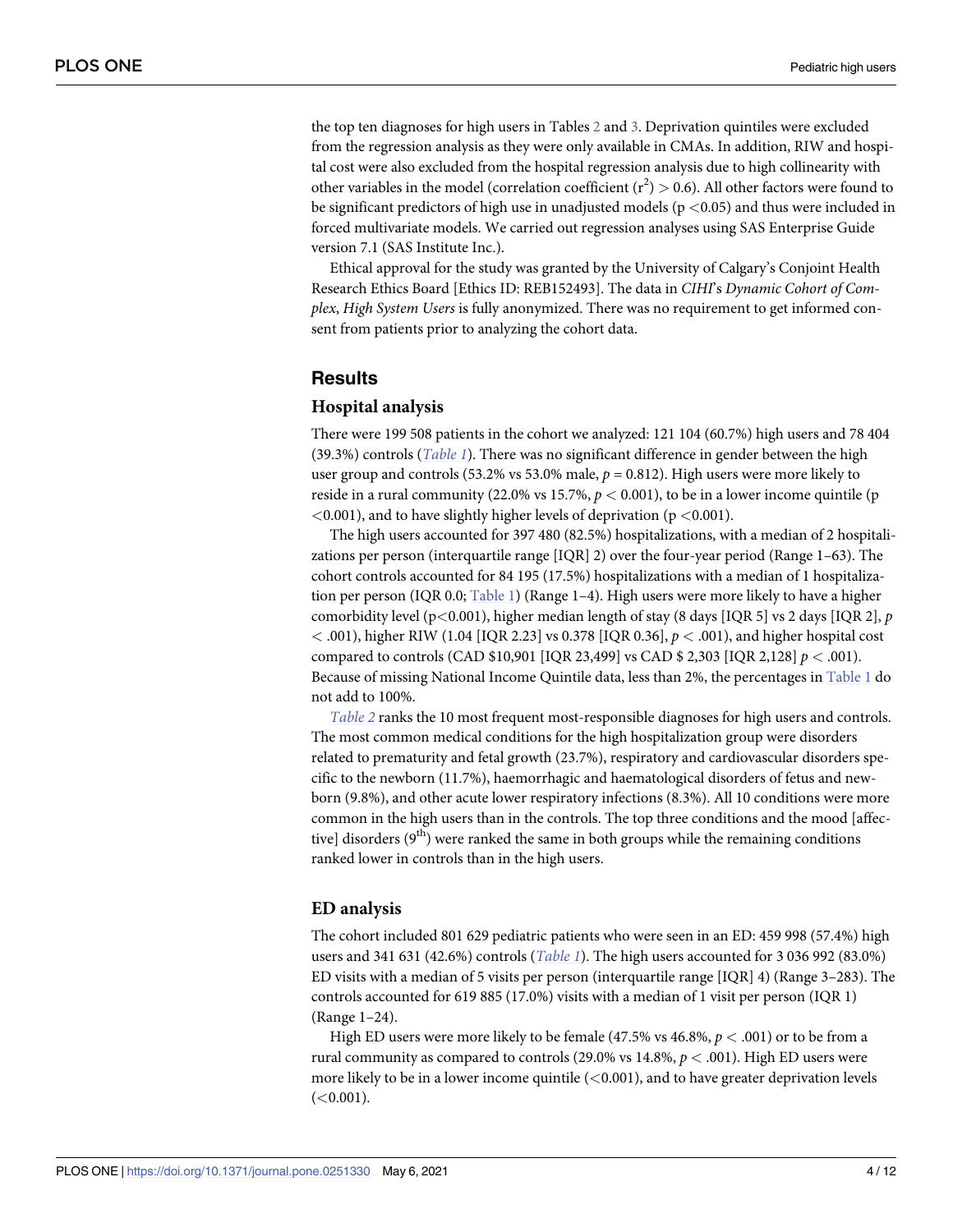the top ten diagnoses for high users in Tables 2 and 3. Deprivation quintiles were excluded from the regression analysis as they were only available in CMAs. In addition, RIW and hospital cost were also excluded from the hospital regression analysis due to high collinearity with other variables in the model (correlation coefficient ($r^2$) > 0.6). All other factors were found to be significant predictors of high use in unadjusted models ($p < 0.05$) and thus were included in forced multivariate models. We carried out regression analyses using SAS Enterprise Guide version 7.1 (SAS Institute Inc.).

Ethical approval for the study was granted by the University of Calgary's Conjoint Health Research Ethics Board [Ethics ID: REB152493]. The data in *CIHI*'s *Dynamic Cohort of Complex*, *High System Users* is fully anonymized. There was no requirement to get informed consent from patients prior to analyzing the cohort data.

## Results

### Hospital analysis

There were 199 508 patients in the cohort we analyzed: 121 104 (60.7%) high users and 78 404 (39.3%) controls (*Table 1*). There was no significant difference in gender between the high user group and controls (53.2% vs 53.0% male, $p = 0.812$). High users were more likely to reside in a rural community (22.0% vs 15.7%, $p < 0.001$), to be in a lower income quintile ($p < 0.001$), and to have slightly higher levels of deprivation ($p < 0.001$).

The high users accounted for 397 480 (82.5%) hospitalizations, with a median of 2 hospitalizations per person (interquartile range [IQR] 2) over the four-year period (Range 1–63). The cohort controls accounted for 84 195 (17.5%) hospitalizations with a median of 1 hospitalization per person (IQR 0.0; Table 1) (Range 1–4). High users were more likely to have a higher comorbidity level ($p < 0.001$), higher median length of stay (8 days [IQR 5] vs 2 days [IQR 2], $p < .001$), higher RIW (1.04 [IQR 2.23] vs 0.378 [IQR 0.36], $p < .001$), and higher hospital cost compared to controls (CAD \$10,901 [IQR 23,499] vs CAD \$ 2,303 [IQR 2,128] $p < .001$). Because of missing National Income Quintile data, less than 2%, the percentages in Table 1 do not add to 100%.

*Table 2* ranks the 10 most frequent most-responsible diagnoses for high users and controls. The most common medical conditions for the high hospitalization group were disorders related to prematurity and fetal growth (23.7%), respiratory and cardiovascular disorders specific to the newborn (11.7%), haemorrhagic and haematological disorders of fetus and newborn (9.8%), and other acute lower respiratory infections (8.3%). All 10 conditions were more common in the high users than in the controls. The top three conditions and the mood [affective] disorders ($9^{th}$) were ranked the same in both groups while the remaining conditions ranked lower in controls than in the high users.

### ED analysis

The cohort included 801 629 pediatric patients who were seen in an ED: 459 998 (57.4%) high users and 341 631 (42.6%) controls (*Table 1*). The high users accounted for 3 036 992 (83.0%) ED visits with a median of 5 visits per person (interquartile range [IQR] 4) (Range 3–283). The controls accounted for 619 885 (17.0%) visits with a median of 1 visit per person (IQR 1) (Range 1–24).

High ED users were more likely to be female (47.5% vs 46.8%, $p < .001$) or to be from a rural community as compared to controls (29.0% vs 14.8%, $p < .001$). High ED users were more likely to be in a lower income quintile (<0.001), and to have greater deprivation levels (<0.001).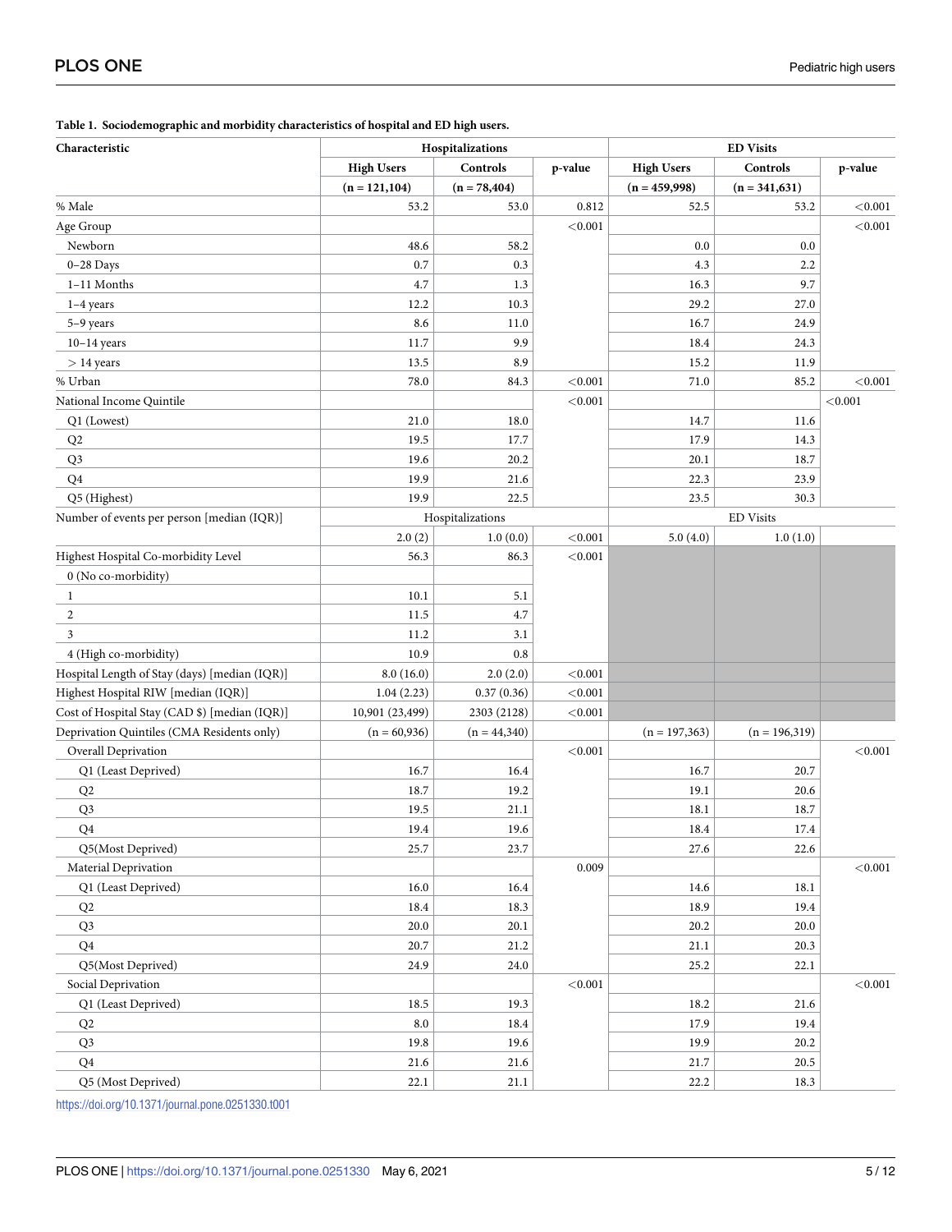**Table 1. Sociodemographic and morbidity characteristics of hospital and ED high users.**

| Characteristic | Hospitalizations | | | ED Visits | | |
|---|---|---|---|---|---|---|
| | High Users | Controls | p-value | High Users | Controls | p-value |
| | (n = 121,104) | (n = 78,404) | | (n = 459,998) | (n = 341,631) | |
| % Male | 53.2 | 53.0 | 0.812 | 52.5 | 53.2 | <0.001 |
| Age Group | | | <0.001 | | | <0.001 |
| Newborn | 48.6 | 58.2 | | 0.0 | 0.0 | |
| 0–28 Days | 0.7 | 0.3 | | 4.3 | 2.2 | |
| 1–11 Months | 4.7 | 1.3 | | 16.3 | 9.7 | |
| 1–4 years | 12.2 | 10.3 | | 29.2 | 27.0 | |
| 5–9 years | 8.6 | 11.0 | | 16.7 | 24.9 | |
| 10–14 years | 11.7 | 9.9 | | 18.4 | 24.3 | |
| > 14 years | 13.5 | 8.9 | | 15.2 | 11.9 | |
| % Urban | 78.0 | 84.3 | <0.001 | 71.0 | 85.2 | <0.001 |
| National Income Quintile | | | <0.001 | | | <0.001 |
| Q1 (Lowest) | 21.0 | 18.0 | | 14.7 | 11.6 | |
| Q2 | 19.5 | 17.7 | | 17.9 | 14.3 | |
| Q3 | 19.6 | 20.2 | | 20.1 | 18.7 | |
| Q4 | 19.9 | 21.6 | | 22.3 | 23.9 | |
| Q5 (Highest) | 19.9 | 22.5 | | 23.5 | 30.3 | |
| Number of events per person [median (IQR)] | Hospitalizations | | | ED Visits | | |
| | 2.0 (2) | 1.0 (0.0) | <0.001 | 5.0 (4.0) | 1.0 (1.0) | |
| Highest Hospital Co-morbidity Level | 56.3 | 86.3 | <0.001 | | | |
| 0 (No co-morbidity) | | | | | | |
| 1 | 10.1 | 5.1 | | | | |
| 2 | 11.5 | 4.7 | | | | |
| 3 | 11.2 | 3.1 | | | | |
| 4 (High co-morbidity) | 10.9 | 0.8 | | | | |
| Hospital Length of Stay (days) [median (IQR)] | 8.0 (16.0) | 2.0 (2.0) | <0.001 | | | |
| Highest Hospital RIW [median (IQR)] | 1.04 (2.23) | 0.37 (0.36) | <0.001 | | | |
| Cost of Hospital Stay (CAD $) [median (IQR)] | 10,901 (23,499) | 2303 (2128) | <0.001 | | | |
| Deprivation Quintiles (CMA Residents only) | (n = 60,936) | (n = 44,340) | | (n = 197,363) | (n = 196,319) | |
| Overall Deprivation | | | <0.001 | | | <0.001 |
| Q1 (Least Deprived) | 16.7 | 16.4 | | 16.7 | 20.7 | |
| Q2 | 18.7 | 19.2 | | 19.1 | 20.6 | |
| Q3 | 19.5 | 21.1 | | 18.1 | 18.7 | |
| Q4 | 19.4 | 19.6 | | 18.4 | 17.4 | |
| Q5(Most Deprived) | 25.7 | 23.7 | | 27.6 | 22.6 | |
| Material Deprivation | | | 0.009 | | | <0.001 |
| Q1 (Least Deprived) | 16.0 | 16.4 | | 14.6 | 18.1 | |
| Q2 | 18.4 | 18.3 | | 18.9 | 19.4 | |
| Q3 | 20.0 | 20.1 | | 20.2 | 20.0 | |
| Q4 | 20.7 | 21.2 | | 21.1 | 20.3 | |
| Q5(Most Deprived) | 24.9 | 24.0 | | 25.2 | 22.1 | |
| Social Deprivation | | | <0.001 | | | <0.001 |
| Q1 (Least Deprived) | 18.5 | 19.3 | | 18.2 | 21.6 | |
| Q2 | 8.0 | 18.4 | | 17.9 | 19.4 | |
| Q3 | 19.8 | 19.6 | | 19.9 | 20.2 | |
| Q4 | 21.6 | 21.6 | | 21.7 | 20.5 | |
| Q5 (Most Deprived) | 22.1 | 21.1 | | 22.2 | 18.3 | |

https://doi.org/10.1371/journal.pone.0251330.t001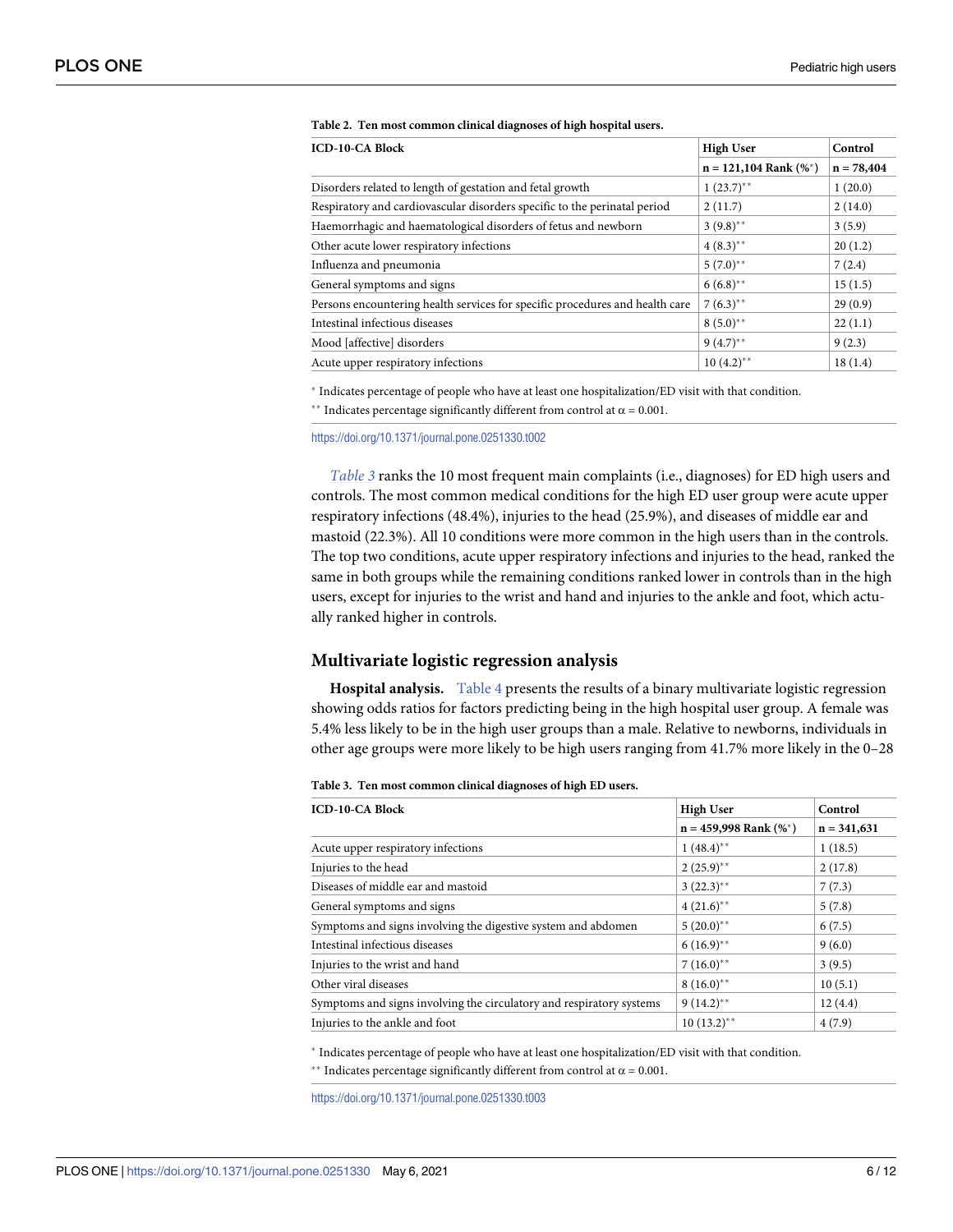**Table 2. Ten most common clinical diagnoses of high hospital users.**

| ICD-10-CA Block | High User | Control |
|---|---|---|
| | n = 121,104 Rank (%*) | n = 78,404 |
| Disorders related to length of gestation and fetal growth | 1 (23.7)** | 1 (20.0) |
| Respiratory and cardiovascular disorders specific to the perinatal period | 2 (11.7) | 2 (14.0) |
| Haemorrhagic and haematological disorders of fetus and newborn | 3 (9.8)** | 3 (5.9) |
| Other acute lower respiratory infections | 4 (8.3)** | 20 (1.2) |
| Influenza and pneumonia | 5 (7.0)** | 7 (2.4) |
| General symptoms and signs | 6 (6.8)** | 15 (1.5) |
| Persons encountering health services for specific procedures and health care | 7 (6.3)** | 29 (0.9) |
| Intestinal infectious diseases | 8 (5.0)** | 22 (1.1) |
| Mood [affective] disorders | 9 (4.7)** | 9 (2.3) |
| Acute upper respiratory infections | 10 (4.2)** | 18 (1.4) |

\* Indicates percentage of people who have at least one hospitalization/ED visit with that condition.

\*\* Indicates percentage significantly different from control at $\alpha = 0.001$.

https://doi.org/10.1371/journal.pone.0251330.t002

*Table 3* ranks the 10 most frequent main complaints (i.e., diagnoses) for ED high users and controls. The most common medical conditions for the high ED user group were acute upper respiratory infections (48.4%), injuries to the head (25.9%), and diseases of middle ear and mastoid (22.3%). All 10 conditions were more common in the high users than in the controls. The top two conditions, acute upper respiratory infections and injuries to the head, ranked the same in both groups while the remaining conditions ranked lower in controls than in the high users, except for injuries to the wrist and hand and injuries to the ankle and foot, which actually ranked higher in controls.

## Multivariate logistic regression analysis

**Hospital analysis.** Table 4 presents the results of a binary multivariate logistic regression showing odds ratios for factors predicting being in the high hospital user group. A female was 5.4% less likely to be in the high user groups than a male. Relative to newborns, individuals in other age groups were more likely to be high users ranging from 41.7% more likely in the 0–28

**Table 3. Ten most common clinical diagnoses of high ED users.**

| ICD-10-CA Block | High User | Control |
|---|---|---|
| | n = 459,998 Rank (%*) | n = 341,631 |
| Acute upper respiratory infections | 1 (48.4)** | 1 (18.5) |
| Injuries to the head | 2 (25.9)** | 2 (17.8) |
| Diseases of middle ear and mastoid | 3 (22.3)** | 7 (7.3) |
| General symptoms and signs | 4 (21.6)** | 5 (7.8) |
| Symptoms and signs involving the digestive system and abdomen | 5 (20.0)** | 6 (7.5) |
| Intestinal infectious diseases | 6 (16.9)** | 9 (6.0) |
| Injuries to the wrist and hand | 7 (16.0)** | 3 (9.5) |
| Other viral diseases | 8 (16.0)** | 10 (5.1) |
| Symptoms and signs involving the circulatory and respiratory systems | 9 (14.2)** | 12 (4.4) |
| Injuries to the ankle and foot | 10 (13.2)** | 4 (7.9) |

\* Indicates percentage of people who have at least one hospitalization/ED visit with that condition.

\*\* Indicates percentage significantly different from control at $\alpha = 0.001$.

https://doi.org/10.1371/journal.pone.0251330.t003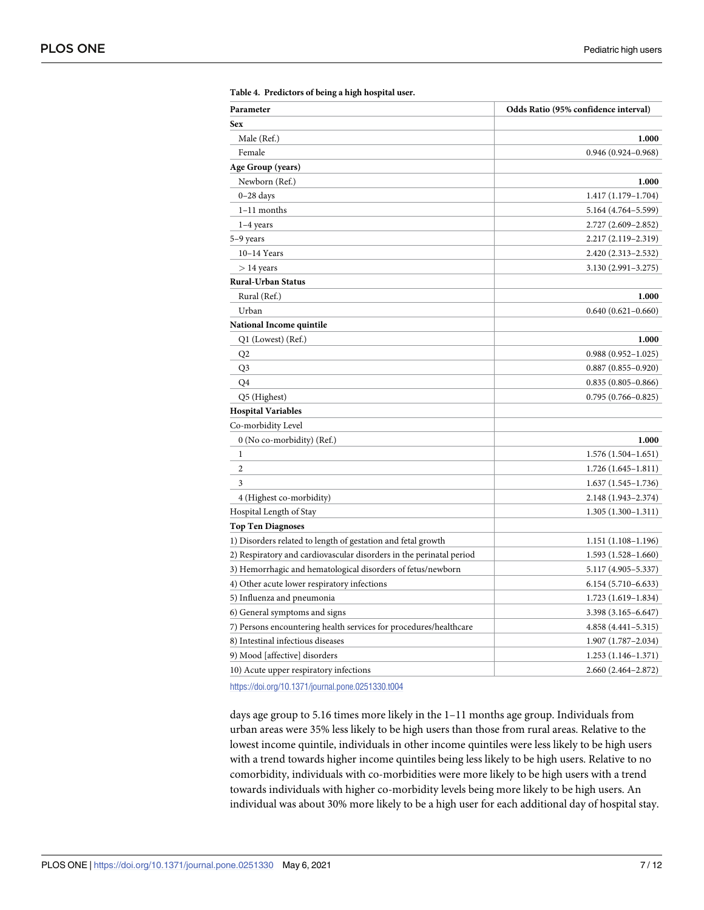**Table 4. Predictors of being a high hospital user.**

| Parameter | Odds Ratio (95% confidence interval) |
| --- | --- |
| **Sex** | |
| Male (Ref.) | **1.000** |
| Female | 0.946 (0.924–0.968) |
| **Age Group (years)** | |
| Newborn (Ref.) | **1.000** |
| 0–28 days | 1.417 (1.179–1.704) |
| 1–11 months | 5.164 (4.764–5.599) |
| 1–4 years | 2.727 (2.609–2.852) |
| 5–9 years | 2.217 (2.119–2.319) |
| 10–14 Years | 2.420 (2.313–2.532) |
| > 14 years | 3.130 (2.991–3.275) |
| **Rural-Urban Status** | |
| Rural (Ref.) | **1.000** |
| Urban | 0.640 (0.621–0.660) |
| **National Income quintile** | |
| Q1 (Lowest) (Ref.) | **1.000** |
| Q2 | 0.988 (0.952–1.025) |
| Q3 | 0.887 (0.855–0.920) |
| Q4 | 0.835 (0.805–0.866) |
| Q5 (Highest) | 0.795 (0.766–0.825) |
| **Hospital Variables** | |
| Co-morbidity Level | |
| 0 (No co-morbidity) (Ref.) | **1.000** |
| 1 | 1.576 (1.504–1.651) |
| 2 | 1.726 (1.645–1.811) |
| 3 | 1.637 (1.545–1.736) |
| 4 (Highest co-morbidity) | 2.148 (1.943–2.374) |
| Hospital Length of Stay | 1.305 (1.300–1.311) |
| **Top Ten Diagnoses** | |
| 1) Disorders related to length of gestation and fetal growth | 1.151 (1.108–1.196) |
| 2) Respiratory and cardiovascular disorders in the perinatal period | 1.593 (1.528–1.660) |
| 3) Hemorrhagic and hematological disorders of fetus/newborn | 5.117 (4.905–5.337) |
| 4) Other acute lower respiratory infections | 6.154 (5.710–6.633) |
| 5) Influenza and pneumonia | 1.723 (1.619–1.834) |
| 6) General symptoms and signs | 3.398 (3.165–6.647) |
| 7) Persons encountering health services for procedures/healthcare | 4.858 (4.441–5.315) |
| 8) Intestinal infectious diseases | 1.907 (1.787–2.034) |
| 9) Mood [affective] disorders | 1.253 (1.146–1.371) |
| 10) Acute upper respiratory infections | 2.660 (2.464–2.872) |

https://doi.org/10.1371/journal.pone.0251330.t004

days age group to 5.16 times more likely in the 1–11 months age group. Individuals from urban areas were 35% less likely to be high users than those from rural areas. Relative to the lowest income quintile, individuals in other income quintiles were less likely to be high users with a trend towards higher income quintiles being less likely to be high users. Relative to no comorbidity, individuals with co-morbidities were more likely to be high users with a trend towards individuals with higher co-morbidity levels being more likely to be high users. An individual was about 30% more likely to be a high user for each additional day of hospital stay.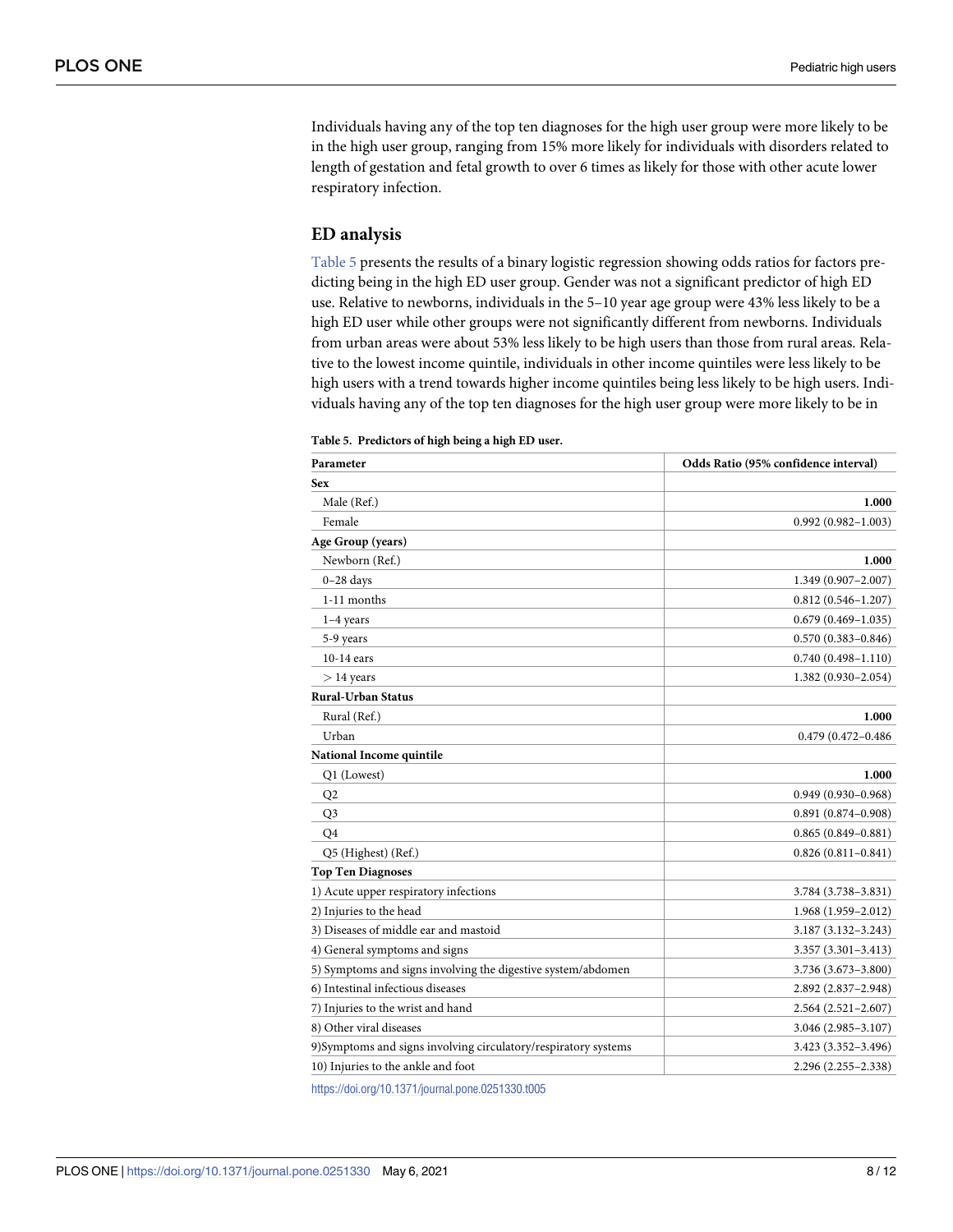Individuals having any of the top ten diagnoses for the high user group were more likely to be in the high user group, ranging from 15% more likely for individuals with disorders related to length of gestation and fetal growth to over 6 times as likely for those with other acute lower respiratory infection.

## ED analysis

Table 5 presents the results of a binary logistic regression showing odds ratios for factors predicting being in the high ED user group. Gender was not a significant predictor of high ED use. Relative to newborns, individuals in the 5–10 year age group were 43% less likely to be a high ED user while other groups were not significantly different from newborns. Individuals from urban areas were about 53% less likely to be high users than those from rural areas. Relative to the lowest income quintile, individuals in other income quintiles were less likely to be high users with a trend towards higher income quintiles being less likely to be high users. Individuals having any of the top ten diagnoses for the high user group were more likely to be in

**Table 5. Predictors of high being a high ED user.**

| Parameter | Odds Ratio (95% confidence interval) |
|---|---|
| **Sex** | |
| Male (Ref.) | **1.000** |
| Female | 0.992 (0.982–1.003) |
| **Age Group (years)** | |
| Newborn (Ref.) | **1.000** |
| 0–28 days | 1.349 (0.907–2.007) |
| 1-11 months | 0.812 (0.546–1.207) |
| 1–4 years | 0.679 (0.469–1.035) |
| 5-9 years | 0.570 (0.383–0.846) |
| 10-14 ears | 0.740 (0.498–1.110) |
| > 14 years | 1.382 (0.930–2.054) |
| **Rural-Urban Status** | |
| Rural (Ref.) | **1.000** |
| Urban | 0.479 (0.472–0.486 |
| **National Income quintile** | |
| Q1 (Lowest) | **1.000** |
| Q2 | 0.949 (0.930–0.968) |
| Q3 | 0.891 (0.874–0.908) |
| Q4 | 0.865 (0.849–0.881) |
| Q5 (Highest) (Ref.) | 0.826 (0.811–0.841) |
| **Top Ten Diagnoses** | |
| 1) Acute upper respiratory infections | 3.784 (3.738–3.831) |
| 2) Injuries to the head | 1.968 (1.959–2.012) |
| 3) Diseases of middle ear and mastoid | 3.187 (3.132–3.243) |
| 4) General symptoms and signs | 3.357 (3.301–3.413) |
| 5) Symptoms and signs involving the digestive system/abdomen | 3.736 (3.673–3.800) |
| 6) Intestinal infectious diseases | 2.892 (2.837–2.948) |
| 7) Injuries to the wrist and hand | 2.564 (2.521–2.607) |
| 8) Other viral diseases | 3.046 (2.985–3.107) |
| 9)Symptoms and signs involving circulatory/respiratory systems | 3.423 (3.352–3.496) |
| 10) Injuries to the ankle and foot | 2.296 (2.255–2.338) |

https://doi.org/10.1371/journal.pone.0251330.t005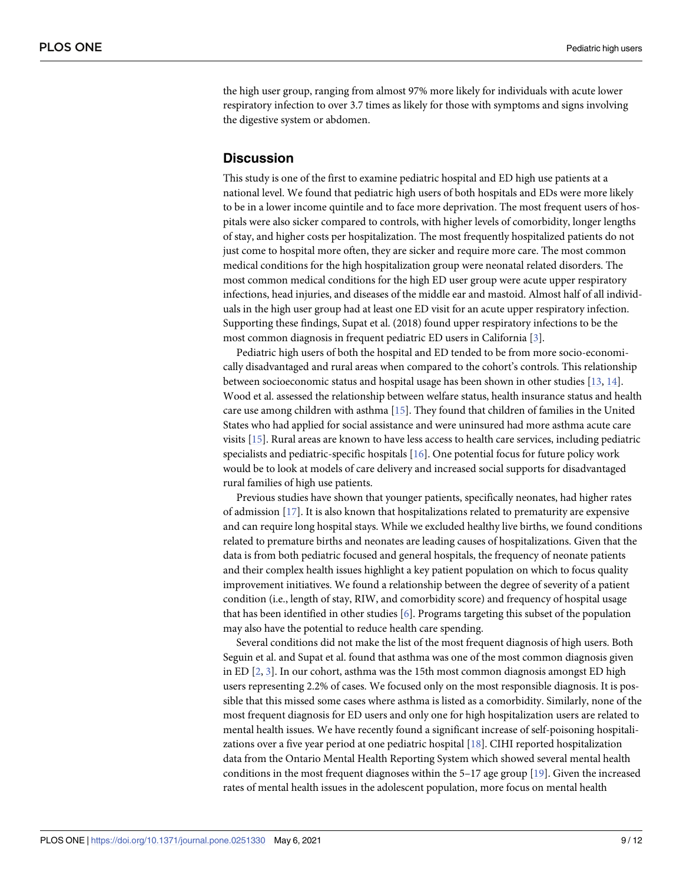the high user group, ranging from almost 97% more likely for individuals with acute lower respiratory infection to over 3.7 times as likely for those with symptoms and signs involving the digestive system or abdomen.

## Discussion

This study is one of the first to examine pediatric hospital and ED high use patients at a national level. We found that pediatric high users of both hospitals and EDs were more likely to be in a lower income quintile and to face more deprivation. The most frequent users of hospitals were also sicker compared to controls, with higher levels of comorbidity, longer lengths of stay, and higher costs per hospitalization. The most frequently hospitalized patients do not just come to hospital more often, they are sicker and require more care. The most common medical conditions for the high hospitalization group were neonatal related disorders. The most common medical conditions for the high ED user group were acute upper respiratory infections, head injuries, and diseases of the middle ear and mastoid. Almost half of all individuals in the high user group had at least one ED visit for an acute upper respiratory infection. Supporting these findings, Supat et al. (2018) found upper respiratory infections to be the most common diagnosis in frequent pediatric ED users in California [3].

Pediatric high users of both the hospital and ED tended to be from more socio-economically disadvantaged and rural areas when compared to the cohort's controls. This relationship between socioeconomic status and hospital usage has been shown in other studies [13, 14]. Wood et al. assessed the relationship between welfare status, health insurance status and health care use among children with asthma [15]. They found that children of families in the United States who had applied for social assistance and were uninsured had more asthma acute care visits [15]. Rural areas are known to have less access to health care services, including pediatric specialists and pediatric-specific hospitals [16]. One potential focus for future policy work would be to look at models of care delivery and increased social supports for disadvantaged rural families of high use patients.

Previous studies have shown that younger patients, specifically neonates, had higher rates of admission [17]. It is also known that hospitalizations related to prematurity are expensive and can require long hospital stays. While we excluded healthy live births, we found conditions related to premature births and neonates are leading causes of hospitalizations. Given that the data is from both pediatric focused and general hospitals, the frequency of neonate patients and their complex health issues highlight a key patient population on which to focus quality improvement initiatives. We found a relationship between the degree of severity of a patient condition (i.e., length of stay, RIW, and comorbidity score) and frequency of hospital usage that has been identified in other studies [6]. Programs targeting this subset of the population may also have the potential to reduce health care spending.

Several conditions did not make the list of the most frequent diagnosis of high users. Both Seguin et al. and Supat et al. found that asthma was one of the most common diagnosis given in ED [2, 3]. In our cohort, asthma was the 15th most common diagnosis amongst ED high users representing 2.2% of cases. We focused only on the most responsible diagnosis. It is possible that this missed some cases where asthma is listed as a comorbidity. Similarly, none of the most frequent diagnosis for ED users and only one for high hospitalization users are related to mental health issues. We have recently found a significant increase of self-poisoning hospitalizations over a five year period at one pediatric hospital [18]. CIHI reported hospitalization data from the Ontario Mental Health Reporting System which showed several mental health conditions in the most frequent diagnoses within the 5–17 age group [19]. Given the increased rates of mental health issues in the adolescent population, more focus on mental health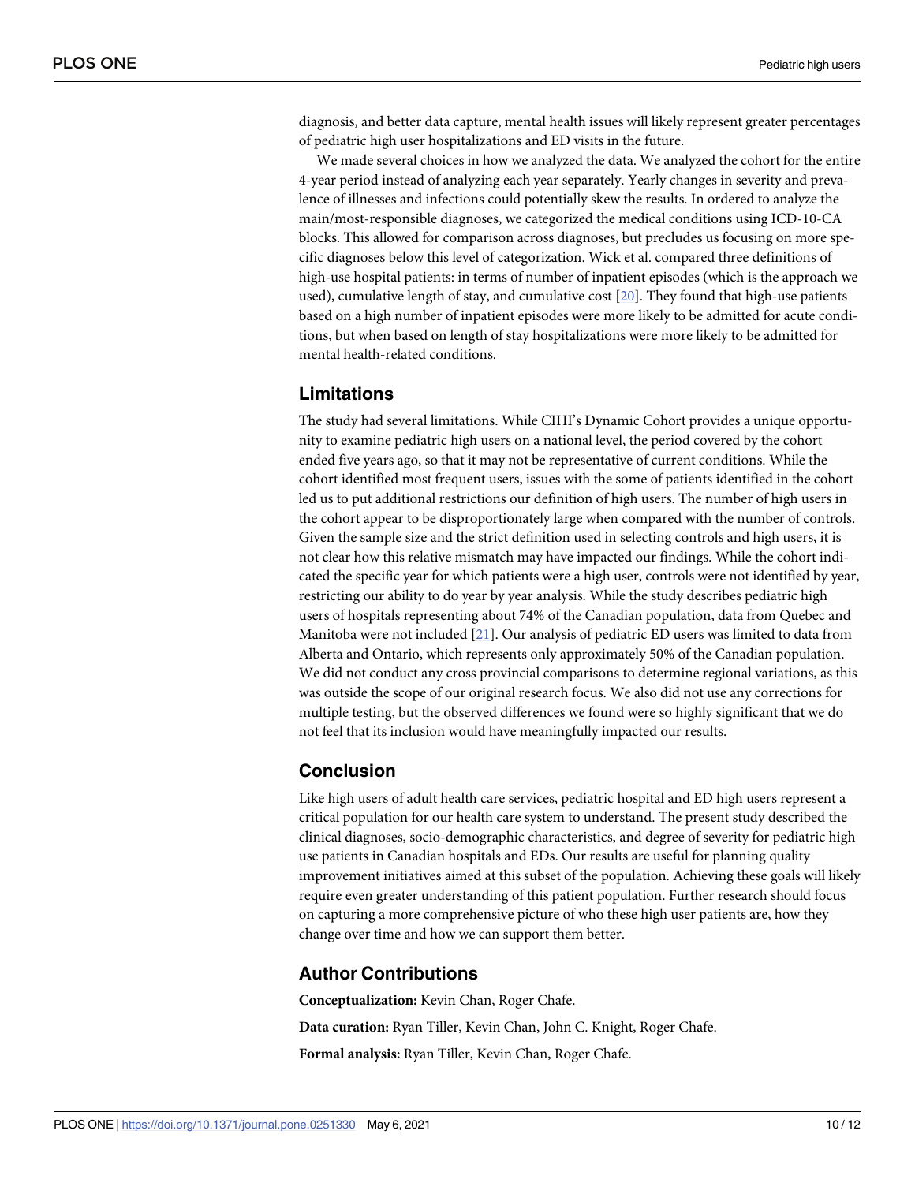diagnosis, and better data capture, mental health issues will likely represent greater percentages of pediatric high user hospitalizations and ED visits in the future.

We made several choices in how we analyzed the data. We analyzed the cohort for the entire 4-year period instead of analyzing each year separately. Yearly changes in severity and prevalence of illnesses and infections could potentially skew the results. In ordered to analyze the main/most-responsible diagnoses, we categorized the medical conditions using ICD-10-CA blocks. This allowed for comparison across diagnoses, but precludes us focusing on more specific diagnoses below this level of categorization. Wick et al. compared three definitions of high-use hospital patients: in terms of number of inpatient episodes (which is the approach we used), cumulative length of stay, and cumulative cost [20]. They found that high-use patients based on a high number of inpatient episodes were more likely to be admitted for acute conditions, but when based on length of stay hospitalizations were more likely to be admitted for mental health-related conditions.

## Limitations

The study had several limitations. While CIHI's Dynamic Cohort provides a unique opportunity to examine pediatric high users on a national level, the period covered by the cohort ended five years ago, so that it may not be representative of current conditions. While the cohort identified most frequent users, issues with the some of patients identified in the cohort led us to put additional restrictions our definition of high users. The number of high users in the cohort appear to be disproportionately large when compared with the number of controls. Given the sample size and the strict definition used in selecting controls and high users, it is not clear how this relative mismatch may have impacted our findings. While the cohort indicated the specific year for which patients were a high user, controls were not identified by year, restricting our ability to do year by year analysis. While the study describes pediatric high users of hospitals representing about 74% of the Canadian population, data from Quebec and Manitoba were not included [21]. Our analysis of pediatric ED users was limited to data from Alberta and Ontario, which represents only approximately 50% of the Canadian population. We did not conduct any cross provincial comparisons to determine regional variations, as this was outside the scope of our original research focus. We also did not use any corrections for multiple testing, but the observed differences we found were so highly significant that we do not feel that its inclusion would have meaningfully impacted our results.

## Conclusion

Like high users of adult health care services, pediatric hospital and ED high users represent a critical population for our health care system to understand. The present study described the clinical diagnoses, socio-demographic characteristics, and degree of severity for pediatric high use patients in Canadian hospitals and EDs. Our results are useful for planning quality improvement initiatives aimed at this subset of the population. Achieving these goals will likely require even greater understanding of this patient population. Further research should focus on capturing a more comprehensive picture of who these high user patients are, how they change over time and how we can support them better.

## Author Contributions

**Conceptualization:** Kevin Chan, Roger Chafe.

**Data curation:** Ryan Tiller, Kevin Chan, John C. Knight, Roger Chafe.

**Formal analysis:** Ryan Tiller, Kevin Chan, Roger Chafe.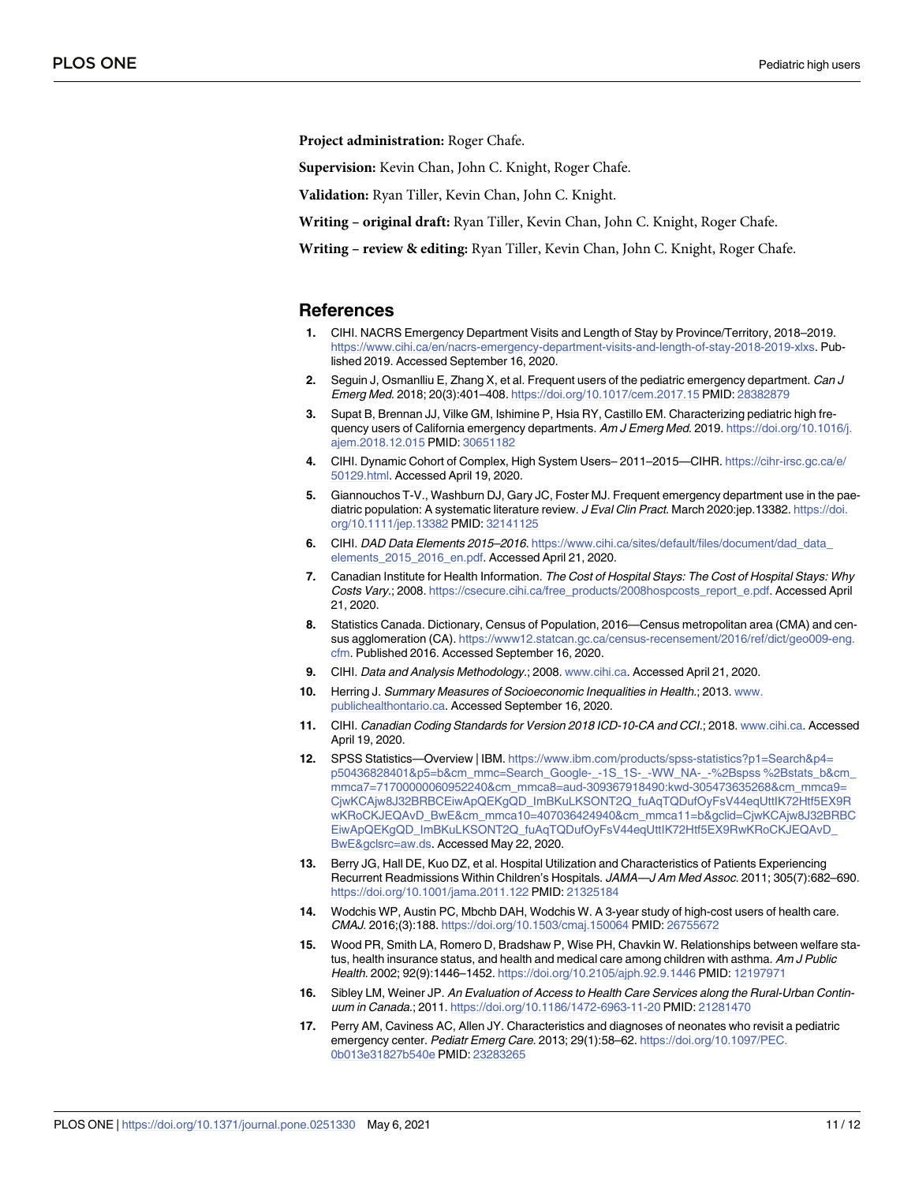**Project administration:** Roger Chafe.

**Supervision:** Kevin Chan, John C. Knight, Roger Chafe.

**Validation:** Ryan Tiller, Kevin Chan, John C. Knight.

**Writing – original draft:** Ryan Tiller, Kevin Chan, John C. Knight, Roger Chafe.

**Writing – review & editing:** Ryan Tiller, Kevin Chan, John C. Knight, Roger Chafe.

## References

1. CIHI. NACRS Emergency Department Visits and Length of Stay by Province/Territory, 2018–2019. https://www.cihi.ca/en/nacrs-emergency-department-visits-and-length-of-stay-2018-2019-xlxs. Published 2019. Accessed September 16, 2020.
2. Seguin J, Osmanlliu E, Zhang X, et al. Frequent users of the pediatric emergency department. *Can J Emerg Med*. 2018; 20(3):401–408. https://doi.org/10.1017/cem.2017.15 PMID: 28382879
3. Supat B, Brennan JJ, Vilke GM, Ishimine P, Hsia RY, Castillo EM. Characterizing pediatric high frequency users of California emergency departments. *Am J Emerg Med*. 2019. https://doi.org/10.1016/j.ajem.2018.12.015 PMID: 30651182
4. CIHI. Dynamic Cohort of Complex, High System Users– 2011–2015—CIHR. https://cihr-irsc.gc.ca/e/50129.html. Accessed April 19, 2020.
5. Giannouchos T-V., Washburn DJ, Gary JC, Foster MJ. Frequent emergency department use in the paediatric population: A systematic literature review. *J Eval Clin Pract*. March 2020:jep.13382. https://doi.org/10.1111/jep.13382 PMID: 32141125
6. CIHI. *DAD Data Elements 2015–2016*. https://www.cihi.ca/sites/default/files/document/dad_data_elements_2015_2016_en.pdf. Accessed April 21, 2020.
7. Canadian Institute for Health Information. *The Cost of Hospital Stays: The Cost of Hospital Stays: Why Costs Vary*.; 2008. https://csecure.cihi.ca/free_products/2008hospcosts_report_e.pdf. Accessed April 21, 2020.
8. Statistics Canada. Dictionary, Census of Population, 2016—Census metropolitan area (CMA) and census agglomeration (CA). https://www12.statcan.gc.ca/census-recensement/2016/ref/dict/geo009-eng.cfm. Published 2016. Accessed September 16, 2020.
9. CIHI. *Data and Analysis Methodology*.; 2008. www.cihi.ca. Accessed April 21, 2020.
10. Herring J. *Summary Measures of Socioeconomic Inequalities in Health*.; 2013. www.publichealthontario.ca. Accessed September 16, 2020.
11. CIHI. *Canadian Coding Standards for Version 2018 ICD-10-CA and CCI*.; 2018. www.cihi.ca. Accessed April 19, 2020.
12. SPSS Statistics—Overview | IBM. https://www.ibm.com/products/spss-statistics?p1=Search&p4=p50436828401&p5=b&cm_mmc=Search_Google-_-1S_1S-_-WW_NA-_-%2Bspss %2Bstats_b&cm_mmca7=71700000060952240&cm_mmca8=aud-309367918490:kwd-305473635268&cm_mmca9=CjwKCAjw8J32BRBCEiwApQEKgQD_ImBKuLKSONT2Q_fuAqTQDufOyFsV44eqUttIK72Htf5EX9RwKRoCKJEQAvD_BwE&cm_mmca10=407036424940&cm_mmca11=b&gclid=CjwKCAjw8J32BRBCEiwApQEKgQD_ImBKuLKSONT2Q_fuAqTQDufOyFsV44eqUttIK72Htf5EX9RwKRoCKJEQAvD_BwE&gclsrc=aw.ds. Accessed May 22, 2020.
13. Berry JG, Hall DE, Kuo DZ, et al. Hospital Utilization and Characteristics of Patients Experiencing Recurrent Readmissions Within Children's Hospitals. *JAMA—J Am Med Assoc*. 2011; 305(7):682–690. https://doi.org/10.1001/jama.2011.122 PMID: 21325184
14. Wodchis WP, Austin PC, Mbchb DAH, Wodchis W. A 3-year study of high-cost users of health care. *CMAJ*. 2016;(3):188. https://doi.org/10.1503/cmaj.150064 PMID: 26755672
15. Wood PR, Smith LA, Romero D, Bradshaw P, Wise PH, Chavkin W. Relationships between welfare status, health insurance status, and health and medical care among children with asthma. *Am J Public Health*. 2002; 92(9):1446–1452. https://doi.org/10.2105/ajph.92.9.1446 PMID: 12197971
16. Sibley LM, Weiner JP. *An Evaluation of Access to Health Care Services along the Rural-Urban Continuum in Canada*.; 2011. https://doi.org/10.1186/1472-6963-11-20 PMID: 21281470
17. Perry AM, Caviness AC, Allen JY. Characteristics and diagnoses of neonates who revisit a pediatric emergency center. *Pediatr Emerg Care*. 2013; 29(1):58–62. https://doi.org/10.1097/PEC.0b013e31827b540e PMID: 23283265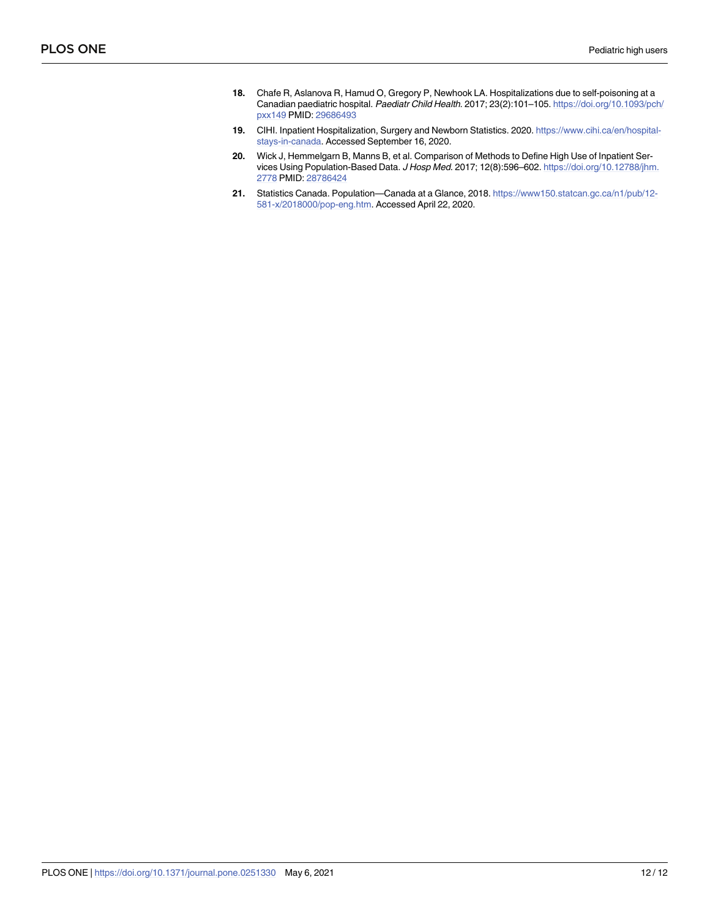18. Chafe R, Aslanova R, Hamud O, Gregory P, Newhook LA. Hospitalizations due to self-poisoning at a Canadian paediatric hospital. *Paediatr Child Health*. 2017; 23(2):101–105. https://doi.org/10.1093/pch/pxx149 PMID: 29686493

19. CIHI. Inpatient Hospitalization, Surgery and Newborn Statistics. 2020. https://www.cihi.ca/en/hospital-stays-in-canada. Accessed September 16, 2020.

20. Wick J, Hemmelgarn B, Manns B, et al. Comparison of Methods to Define High Use of Inpatient Services Using Population-Based Data. *J Hosp Med*. 2017; 12(8):596–602. https://doi.org/10.12788/jhm.2778 PMID: 28786424

21. Statistics Canada. Population—Canada at a Glance, 2018. https://www150.statcan.gc.ca/n1/pub/12-581-x/2018000/pop-eng.htm. Accessed April 22, 2020.